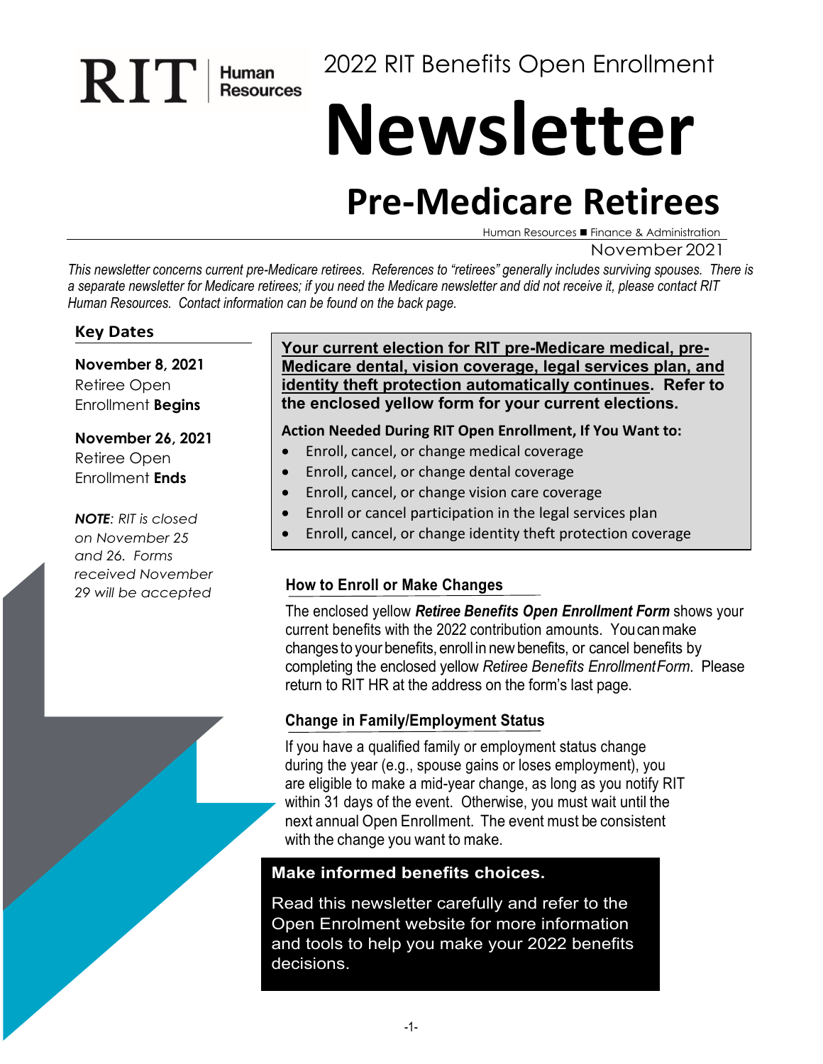RIT | Human Resources

2022 RIT Benefits Open Enrollment

# Newsletter

## Pre-Medicare Retirees

Human Resources ■ Finance & Administration

November 2021

*This newsletter concerns current pre-Medicare retirees. References to "retirees" generally includes surviving spouses. There is a separate newsletter for Medicare retirees; if you need the Medicare newsletter and did not receive it, please contact RIT Human Resources. Contact information can be found on the back page.*

### Key Dates

**November 8, 2021**
Retiree Open Enrollment **Begins**

**November 26, 2021**
Retiree Open Enrollment **Ends**

***NOTE****: RIT is closed on November 25 and 26. Forms received November 29 will be accepted*

**Your current election for RIT pre-Medicare medical, pre-Medicare dental, vision coverage, legal services plan, and identity theft protection automatically continues. Refer to the enclosed yellow form for your current elections.**

**Action Needed During RIT Open Enrollment, If You Want to:**

- Enroll, cancel, or change medical coverage
- Enroll, cancel, or change dental coverage
- Enroll, cancel, or change vision care coverage
- Enroll or cancel participation in the legal services plan
- Enroll, cancel, or change identity theft protection coverage

### How to Enroll or Make Changes

The enclosed yellow ***Retiree Benefits Open Enrollment Form*** shows your current benefits with the 2022 contribution amounts. You can make changes to your benefits, enroll in new benefits, or cancel benefits by completing the enclosed yellow *Retiree Benefits Enrollment Form*. Please return to RIT HR at the address on the form's last page.

### Change in Family/Employment Status

If you have a qualified family or employment status change during the year (e.g., spouse gains or loses employment), you are eligible to make a mid-year change, as long as you notify RIT within 31 days of the event. Otherwise, you must wait until the next annual Open Enrollment. The event must be consistent with the change you want to make.

**Make informed benefits choices.**

Read this newsletter carefully and refer to the Open Enrolment website for more information and tools to help you make your 2022 benefits decisions.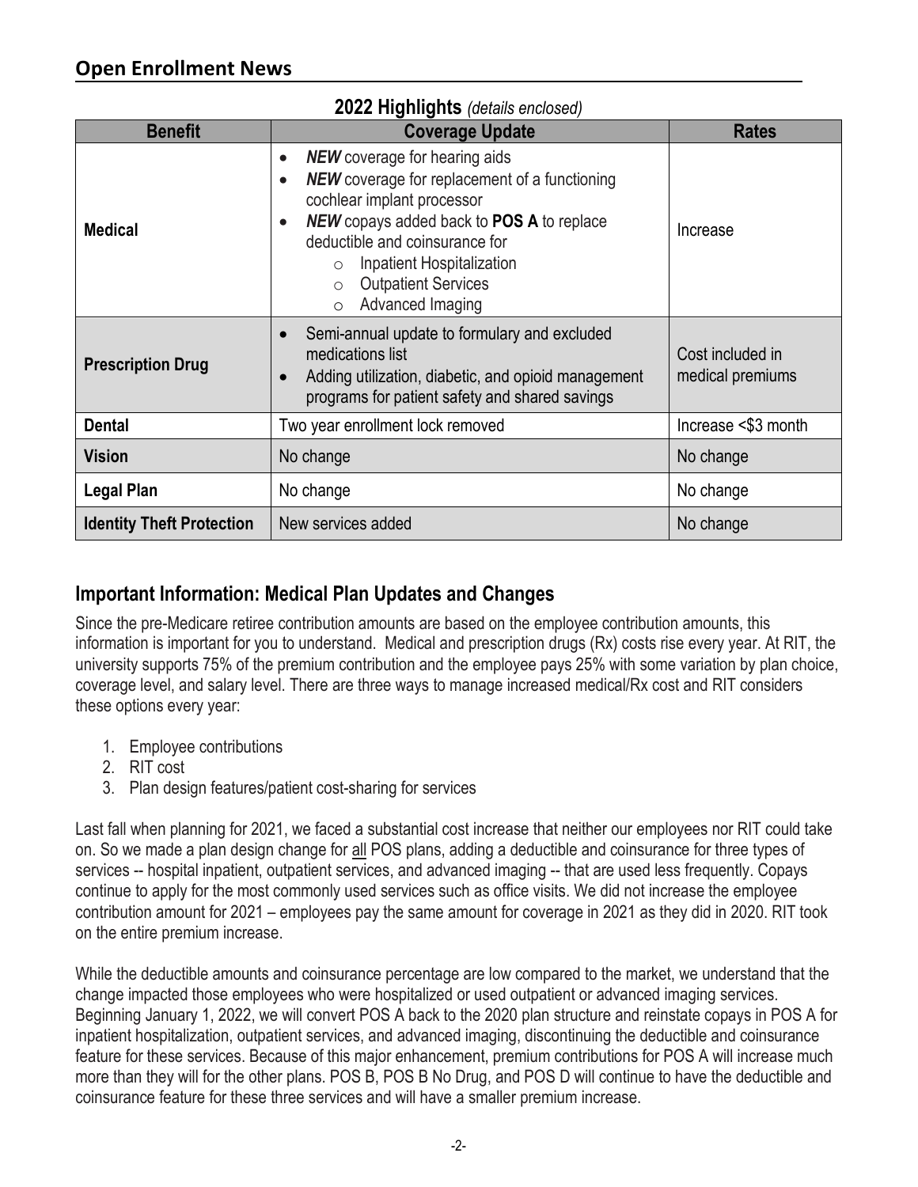## Open Enrollment News

### 2022 Highlights *(details enclosed)*

| Benefit | Coverage Update | Rates |
|---|---|---|
| **Medical** | • ***NEW*** coverage for hearing aids<br>• ***NEW*** coverage for replacement of a functioning cochlear implant processor<br>• ***NEW*** copays added back to **POS A** to replace deductible and coinsurance for<br>&nbsp;&nbsp;&nbsp;&nbsp;○ Inpatient Hospitalization<br>&nbsp;&nbsp;&nbsp;&nbsp;○ Outpatient Services<br>&nbsp;&nbsp;&nbsp;&nbsp;○ Advanced Imaging | Increase |
| **Prescription Drug** | • Semi-annual update to formulary and excluded medications list<br>• Adding utilization, diabetic, and opioid management programs for patient safety and shared savings | Cost included in medical premiums |
| **Dental** | Two year enrollment lock removed | Increase <$3 month |
| **Vision** | No change | No change |
| **Legal Plan** | No change | No change |
| **Identity Theft Protection** | New services added | No change |

## Important Information: Medical Plan Updates and Changes

Since the pre-Medicare retiree contribution amounts are based on the employee contribution amounts, this information is important for you to understand. Medical and prescription drugs (Rx) costs rise every year. At RIT, the university supports 75% of the premium contribution and the employee pays 25% with some variation by plan choice, coverage level, and salary level. There are three ways to manage increased medical/Rx cost and RIT considers these options every year:

1. Employee contributions
2. RIT cost
3. Plan design features/patient cost-sharing for services

Last fall when planning for 2021, we faced a substantial cost increase that neither our employees nor RIT could take on. So we made a plan design change for all POS plans, adding a deductible and coinsurance for three types of services -- hospital inpatient, outpatient services, and advanced imaging -- that are used less frequently. Copays continue to apply for the most commonly used services such as office visits. We did not increase the employee contribution amount for 2021 – employees pay the same amount for coverage in 2021 as they did in 2020. RIT took on the entire premium increase.

While the deductible amounts and coinsurance percentage are low compared to the market, we understand that the change impacted those employees who were hospitalized or used outpatient or advanced imaging services. Beginning January 1, 2022, we will convert POS A back to the 2020 plan structure and reinstate copays in POS A for inpatient hospitalization, outpatient services, and advanced imaging, discontinuing the deductible and coinsurance feature for these services. Because of this major enhancement, premium contributions for POS A will increase much more than they will for the other plans. POS B, POS B No Drug, and POS D will continue to have the deductible and coinsurance feature for these three services and will have a smaller premium increase.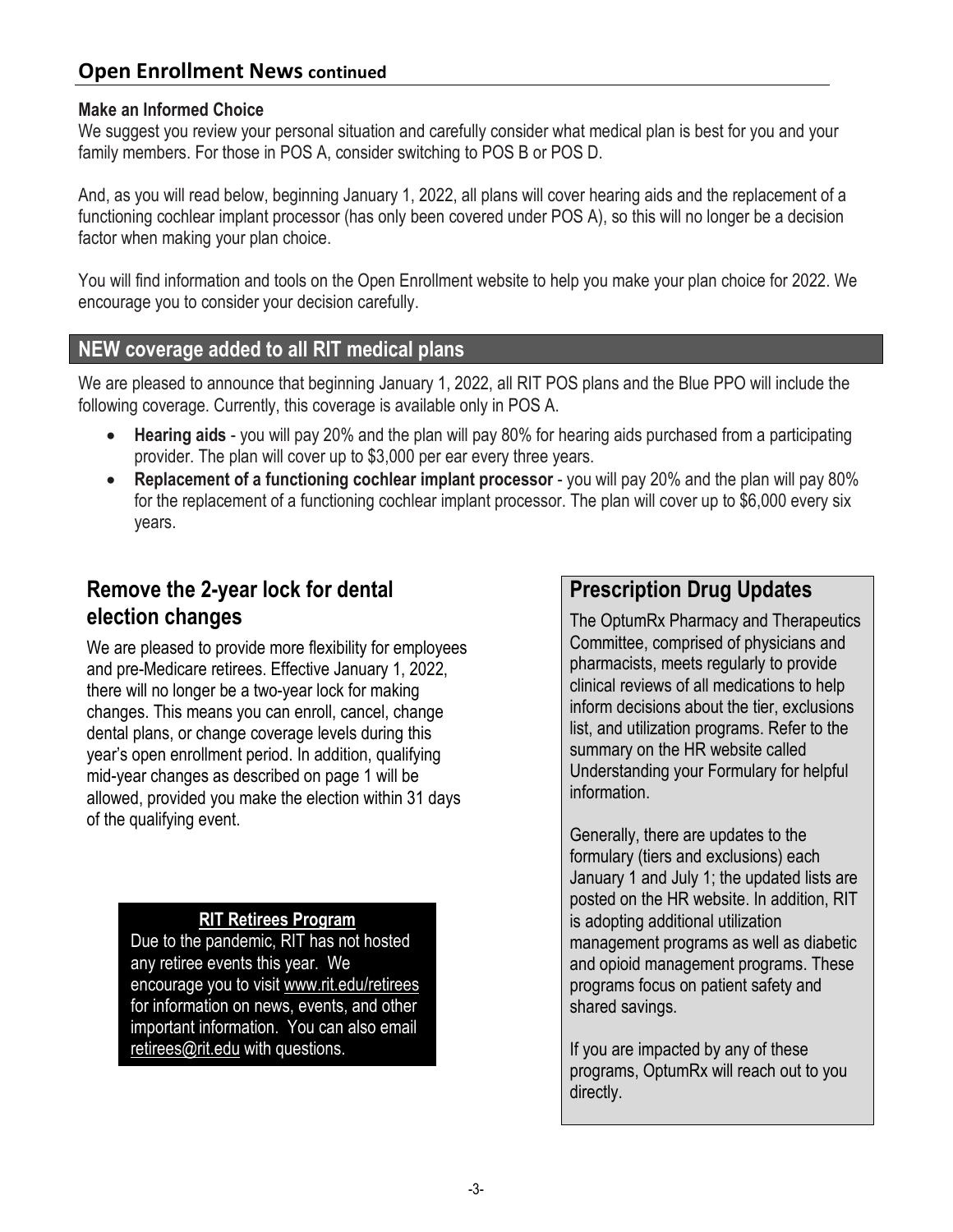## Open Enrollment News continued

**Make an Informed Choice**

We suggest you review your personal situation and carefully consider what medical plan is best for you and your family members. For those in POS A, consider switching to POS B or POS D.

And, as you will read below, beginning January 1, 2022, all plans will cover hearing aids and the replacement of a functioning cochlear implant processor (has only been covered under POS A), so this will no longer be a decision factor when making your plan choice.

You will find information and tools on the Open Enrollment website to help you make your plan choice for 2022. We encourage you to consider your decision carefully.

## NEW coverage added to all RIT medical plans

We are pleased to announce that beginning January 1, 2022, all RIT POS plans and the Blue PPO will include the following coverage. Currently, this coverage is available only in POS A.

- **Hearing aids** - you will pay 20% and the plan will pay 80% for hearing aids purchased from a participating provider. The plan will cover up to $3,000 per ear every three years.
- **Replacement of a functioning cochlear implant processor** - you will pay 20% and the plan will pay 80% for the replacement of a functioning cochlear implant processor. The plan will cover up to $6,000 every six years.

## Remove the 2-year lock for dental election changes

We are pleased to provide more flexibility for employees and pre-Medicare retirees. Effective January 1, 2022, there will no longer be a two-year lock for making changes. This means you can enroll, cancel, change dental plans, or change coverage levels during this year's open enrollment period. In addition, qualifying mid-year changes as described on page 1 will be allowed, provided you make the election within 31 days of the qualifying event.

**RIT Retirees Program**

Due to the pandemic, RIT has not hosted any retiree events this year. We encourage you to visit www.rit.edu/retirees for information on news, events, and other important information. You can also email retirees@rit.edu with questions.

## Prescription Drug Updates

The OptumRx Pharmacy and Therapeutics Committee, comprised of physicians and pharmacists, meets regularly to provide clinical reviews of all medications to help inform decisions about the tier, exclusions list, and utilization programs. Refer to the summary on the HR website called Understanding your Formulary for helpful information.

Generally, there are updates to the formulary (tiers and exclusions) each January 1 and July 1; the updated lists are posted on the HR website. In addition, RIT is adopting additional utilization management programs as well as diabetic and opioid management programs. These programs focus on patient safety and shared savings.

If you are impacted by any of these programs, OptumRx will reach out to you directly.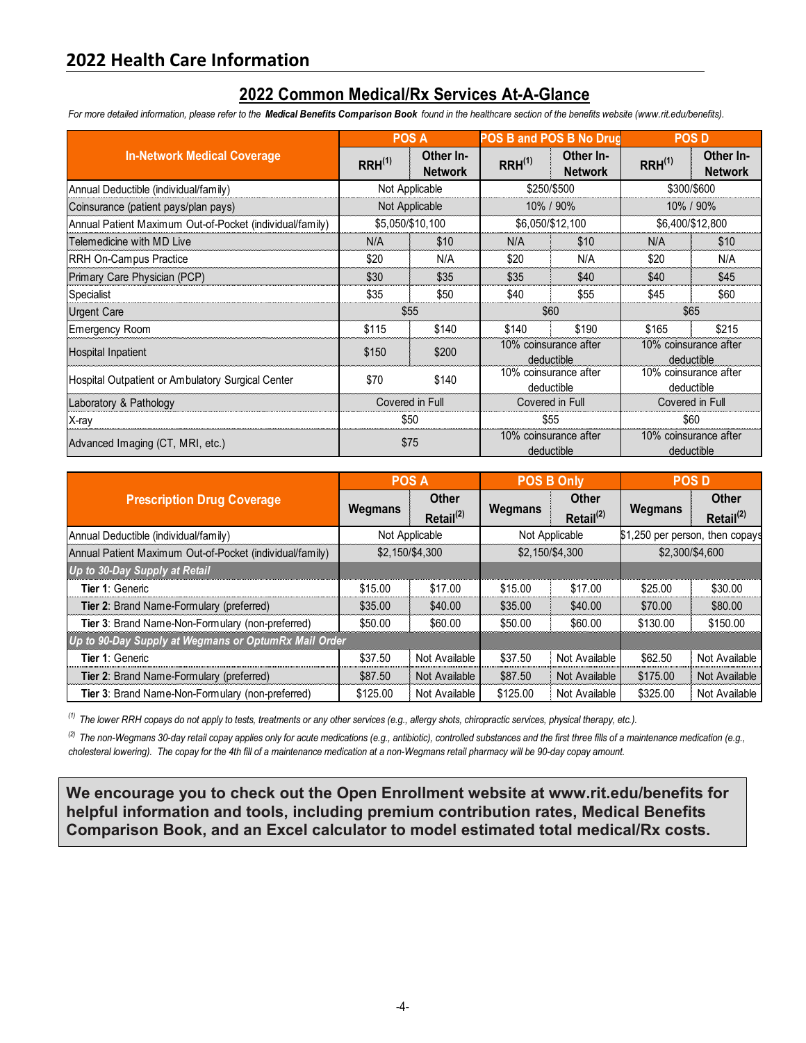## 2022 Health Care Information

### 2022 Common Medical/Rx Services At-A-Glance

*For more detailed information, please refer to the **Medical Benefits Comparison Book** found in the healthcare section of the benefits website (www.rit.edu/benefits).*

| In-Network Medical Coverage | POS A | | POS B and POS B No Drug | | POS D | |
|---|---|---|---|---|---|---|
| | RRH[1] | Other In-Network | RRH[1] | Other In-Network | RRH[1] | Other In-Network |
| Annual Deductible (individual/family) | Not Applicable | | $250/$500 | | $300/$600 | |
| Coinsurance (patient pays/plan pays) | Not Applicable | | 10% / 90% | | 10% / 90% | |
| Annual Patient Maximum Out-of-Pocket (individual/family) | $5,050/$10,100 | | $6,050/$12,100 | | $6,400/$12,800 | |
| Telemedicine with MD Live | N/A | $10 | N/A | $10 | N/A | $10 |
| RRH On-Campus Practice | $20 | N/A | $20 | N/A | $20 | N/A |
| Primary Care Physician (PCP) | $30 | $35 | $35 | $40 | $40 | $45 |
| Specialist | $35 | $50 | $40 | $55 | $45 | $60 |
| Urgent Care | $55 | | $60 | | $65 | |
| Emergency Room | $115 | $140 | $140 | $190 | $165 | $215 |
| Hospital Inpatient | $150 | $200 | 10% coinsurance after deductible | | 10% coinsurance after deductible | |
| Hospital Outpatient or Ambulatory Surgical Center | $70 | $140 | 10% coinsurance after deductible | | 10% coinsurance after deductible | |
| Laboratory & Pathology | Covered in Full | | Covered in Full | | Covered in Full | |
| X-ray | $50 | | $55 | | $60 | |
| Advanced Imaging (CT, MRI, etc.) | $75 | | 10% coinsurance after deductible | | 10% coinsurance after deductible | |

| Prescription Drug Coverage | POS A | | POS B Only | | POS D | |
|---|---|---|---|---|---|---|
| | Wegmans | Other Retail[2] | Wegmans | Other Retail[2] | Wegmans | Other Retail[2] |
| Annual Deductible (individual/family) | Not Applicable | | Not Applicable | | $1,250 per person, then copays | |
| Annual Patient Maximum Out-of-Pocket (individual/family) | $2,150/$4,300 | | $2,150/$4,300 | | $2,300/$4,600 | |
| ***Up to 30-Day Supply at Retail*** | | | | | | |
| **Tier 1**: Generic | $15.00 | $17.00 | $15.00 | $17.00 | $25.00 | $30.00 |
| **Tier 2**: Brand Name-Formulary (preferred) | $35.00 | $40.00 | $35.00 | $40.00 | $70.00 | $80.00 |
| **Tier 3**: Brand Name-Non-Formulary (non-preferred) | $50.00 | $60.00 | $50.00 | $60.00 | $130.00 | $150.00 |
| ***Up to 90-Day Supply at Wegmans or OptumRx Mail Order*** | | | | | | |
| **Tier 1**: Generic | $37.50 | Not Available | $37.50 | Not Available | $62.50 | Not Available |
| **Tier 2**: Brand Name-Formulary (preferred) | $87.50 | Not Available | $87.50 | Not Available | $175.00 | Not Available |
| **Tier 3**: Brand Name-Non-Formulary (non-preferred) | $125.00 | Not Available | $125.00 | Not Available | $325.00 | Not Available |

*(1) The lower RRH copays do not apply to tests, treatments or any other services (e.g., allergy shots, chiropractic services, physical therapy, etc.).*

*(2) The non-Wegmans 30-day retail copay applies only for acute medications (e.g., antibiotic), controlled substances and the first three fills of a maintenance medication (e.g., cholesteral lowering). The copay for the 4th fill of a maintenance medication at a non-Wegmans retail pharmacy will be 90-day copay amount.*

**We encourage you to check out the Open Enrollment website at www.rit.edu/benefits for helpful information and tools, including premium contribution rates, Medical Benefits Comparison Book, and an Excel calculator to model estimated total medical/Rx costs.**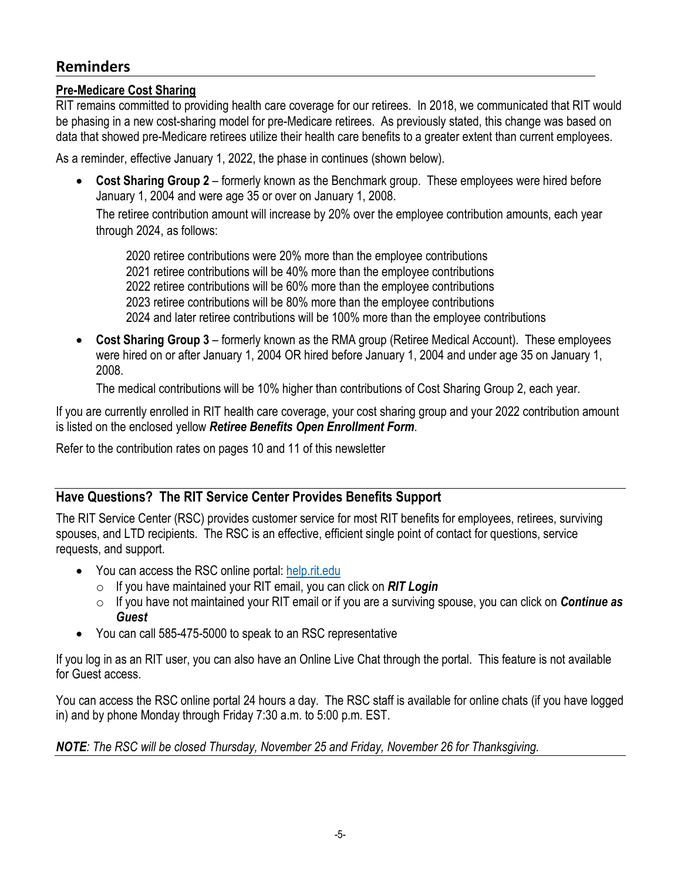## Reminders

**Pre-Medicare Cost Sharing**

RIT remains committed to providing health care coverage for our retirees. In 2018, we communicated that RIT would be phasing in a new cost-sharing model for pre-Medicare retirees. As previously stated, this change was based on data that showed pre-Medicare retirees utilize their health care benefits to a greater extent than current employees.

As a reminder, effective January 1, 2022, the phase in continues (shown below).

- **Cost Sharing Group 2** – formerly known as the Benchmark group. These employees were hired before January 1, 2004 and were age 35 or over on January 1, 2008.

  The retiree contribution amount will increase by 20% over the employee contribution amounts, each year through 2024, as follows:

  2020 retiree contributions were 20% more than the employee contributions
  2021 retiree contributions will be 40% more than the employee contributions
  2022 retiree contributions will be 60% more than the employee contributions
  2023 retiree contributions will be 80% more than the employee contributions
  2024 and later retiree contributions will be 100% more than the employee contributions

- **Cost Sharing Group 3** – formerly known as the RMA group (Retiree Medical Account). These employees were hired on or after January 1, 2004 OR hired before January 1, 2004 and under age 35 on January 1, 2008.

  The medical contributions will be 10% higher than contributions of Cost Sharing Group 2, each year.

If you are currently enrolled in RIT health care coverage, your cost sharing group and your 2022 contribution amount is listed on the enclosed yellow ***Retiree Benefits Open Enrollment Form***.

Refer to the contribution rates on pages 10 and 11 of this newsletter

### Have Questions? The RIT Service Center Provides Benefits Support

The RIT Service Center (RSC) provides customer service for most RIT benefits for employees, retirees, surviving spouses, and LTD recipients. The RSC is an effective, efficient single point of contact for questions, service requests, and support.

- You can access the RSC online portal: help.rit.edu
  - If you have maintained your RIT email, you can click on ***RIT Login***
  - If you have not maintained your RIT email or if you are a surviving spouse, you can click on ***Continue as Guest***
- You can call 585-475-5000 to speak to an RSC representative

If you log in as an RIT user, you can also have an Online Live Chat through the portal. This feature is not available for Guest access.

You can access the RSC online portal 24 hours a day. The RSC staff is available for online chats (if you have logged in) and by phone Monday through Friday 7:30 a.m. to 5:00 p.m. EST.

***NOTE**: The RSC will be closed Thursday, November 25 and Friday, November 26 for Thanksgiving.*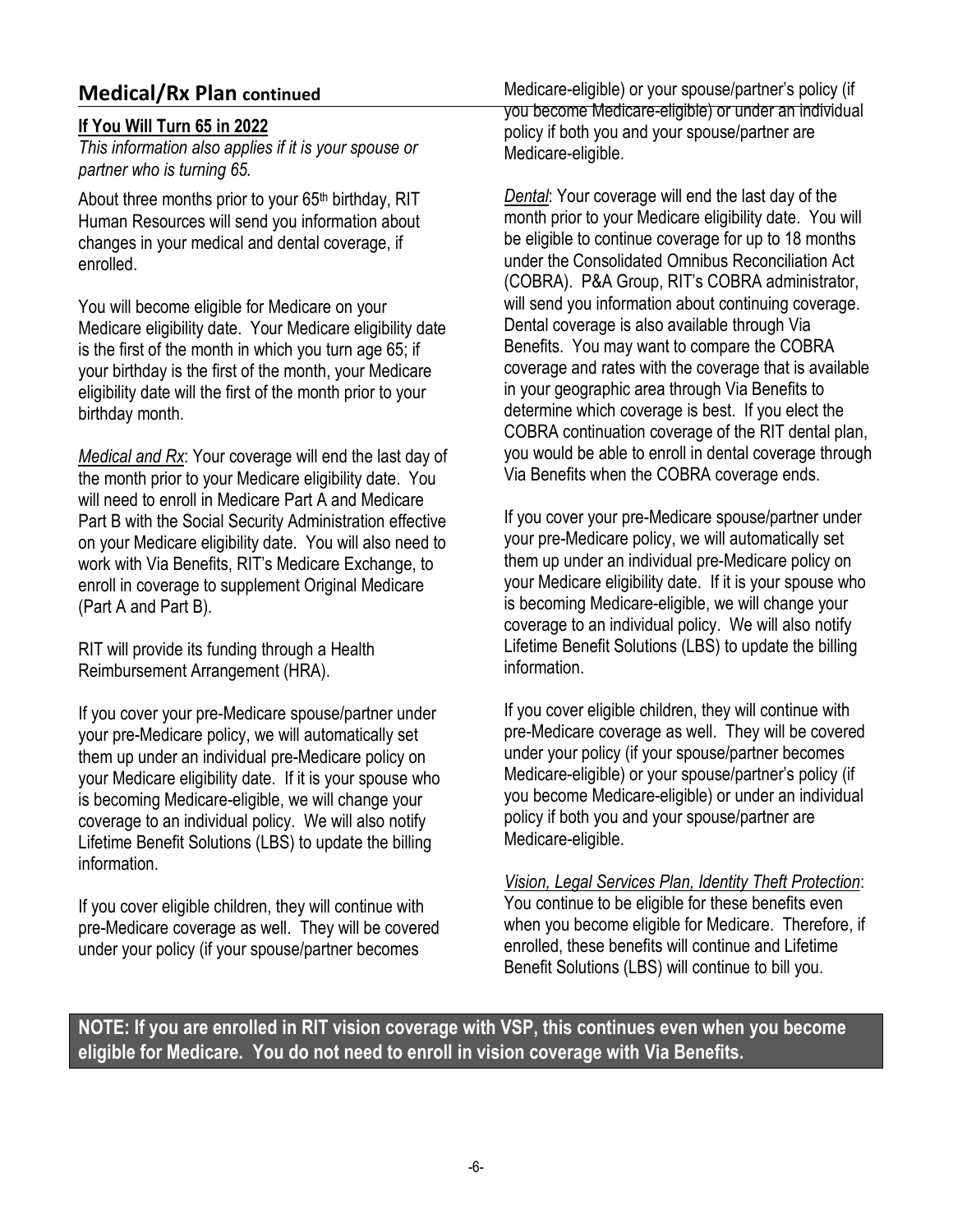## Medical/Rx Plan continued

### If You Will Turn 65 in 2022

*This information also applies if it is your spouse or partner who is turning 65.*

About three months prior to your 65th birthday, RIT Human Resources will send you information about changes in your medical and dental coverage, if enrolled.

You will become eligible for Medicare on your Medicare eligibility date. Your Medicare eligibility date is the first of the month in which you turn age 65; if your birthday is the first of the month, your Medicare eligibility date will the first of the month prior to your birthday month.

*Medical and Rx*: Your coverage will end the last day of the month prior to your Medicare eligibility date. You will need to enroll in Medicare Part A and Medicare Part B with the Social Security Administration effective on your Medicare eligibility date. You will also need to work with Via Benefits, RIT's Medicare Exchange, to enroll in coverage to supplement Original Medicare (Part A and Part B).

RIT will provide its funding through a Health Reimbursement Arrangement (HRA).

If you cover your pre-Medicare spouse/partner under your pre-Medicare policy, we will automatically set them up under an individual pre-Medicare policy on your Medicare eligibility date. If it is your spouse who is becoming Medicare-eligible, we will change your coverage to an individual policy. We will also notify Lifetime Benefit Solutions (LBS) to update the billing information.

If you cover eligible children, they will continue with pre-Medicare coverage as well. They will be covered under your policy (if your spouse/partner becomes Medicare-eligible) or your spouse/partner's policy (if you become Medicare-eligible) or under an individual policy if both you and your spouse/partner are Medicare-eligible.

*Dental*: Your coverage will end the last day of the month prior to your Medicare eligibility date. You will be eligible to continue coverage for up to 18 months under the Consolidated Omnibus Reconciliation Act (COBRA). P&A Group, RIT's COBRA administrator, will send you information about continuing coverage. Dental coverage is also available through Via Benefits. You may want to compare the COBRA coverage and rates with the coverage that is available in your geographic area through Via Benefits to determine which coverage is best. If you elect the COBRA continuation coverage of the RIT dental plan, you would be able to enroll in dental coverage through Via Benefits when the COBRA coverage ends.

If you cover your pre-Medicare spouse/partner under your pre-Medicare policy, we will automatically set them up under an individual pre-Medicare policy on your Medicare eligibility date. If it is your spouse who is becoming Medicare-eligible, we will change your coverage to an individual policy. We will also notify Lifetime Benefit Solutions (LBS) to update the billing information.

If you cover eligible children, they will continue with pre-Medicare coverage as well. They will be covered under your policy (if your spouse/partner becomes Medicare-eligible) or your spouse/partner's policy (if you become Medicare-eligible) or under an individual policy if both you and your spouse/partner are Medicare-eligible.

*Vision, Legal Services Plan, Identity Theft Protection*: You continue to be eligible for these benefits even when you become eligible for Medicare. Therefore, if enrolled, these benefits will continue and Lifetime Benefit Solutions (LBS) will continue to bill you.

**NOTE: If you are enrolled in RIT vision coverage with VSP, this continues even when you become eligible for Medicare. You do not need to enroll in vision coverage with Via Benefits.**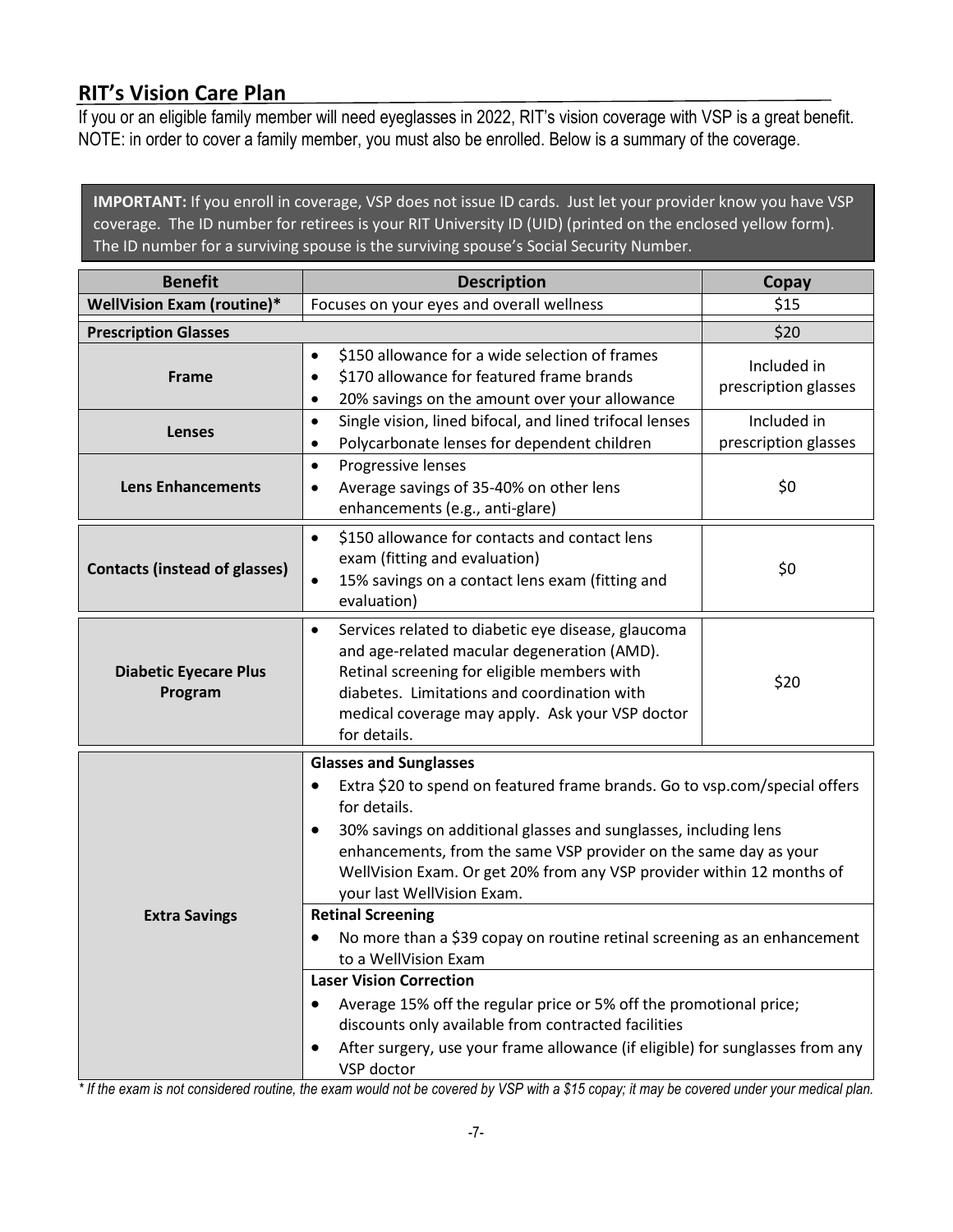## RIT's Vision Care Plan

If you or an eligible family member will need eyeglasses in 2022, RIT's vision coverage with VSP is a great benefit. NOTE: in order to cover a family member, you must also be enrolled. Below is a summary of the coverage.

**IMPORTANT:** If you enroll in coverage, VSP does not issue ID cards. Just let your provider know you have VSP coverage. The ID number for retirees is your RIT University ID (UID) (printed on the enclosed yellow form). The ID number for a surviving spouse is the surviving spouse's Social Security Number.

| Benefit | Description | Copay |
|---|---|---|
| **WellVision Exam (routine)*** | Focuses on your eyes and overall wellness | $15 |
| **Prescription Glasses** | | $20 |
| **Frame** | • $150 allowance for a wide selection of frames<br>• $170 allowance for featured frame brands<br>• 20% savings on the amount over your allowance | Included in prescription glasses |
| **Lenses** | • Single vision, lined bifocal, and lined trifocal lenses<br>• Polycarbonate lenses for dependent children | Included in prescription glasses |
| **Lens Enhancements** | • Progressive lenses<br>• Average savings of 35-40% on other lens enhancements (e.g., anti-glare) | $0 |
| **Contacts (instead of glasses)** | • $150 allowance for contacts and contact lens exam (fitting and evaluation)<br>• 15% savings on a contact lens exam (fitting and evaluation) | $0 |
| **Diabetic Eyecare Plus Program** | • Services related to diabetic eye disease, glaucoma and age-related macular degeneration (AMD). Retinal screening for eligible members with diabetes. Limitations and coordination with medical coverage may apply. Ask your VSP doctor for details. | $20 |
| **Extra Savings** | **Glasses and Sunglasses**<br>• Extra $20 to spend on featured frame brands. Go to vsp.com/special offers for details.<br>• 30% savings on additional glasses and sunglasses, including lens enhancements, from the same VSP provider on the same day as your WellVision Exam. Or get 20% from any VSP provider within 12 months of your last WellVision Exam.<br>**Retinal Screening**<br>• No more than a $39 copay on routine retinal screening as an enhancement to a WellVision Exam<br>**Laser Vision Correction**<br>• Average 15% off the regular price or 5% off the promotional price; discounts only available from contracted facilities<br>• After surgery, use your frame allowance (if eligible) for sunglasses from any VSP doctor | |

*\* If the exam is not considered routine, the exam would not be covered by VSP with a $15 copay; it may be covered under your medical plan.*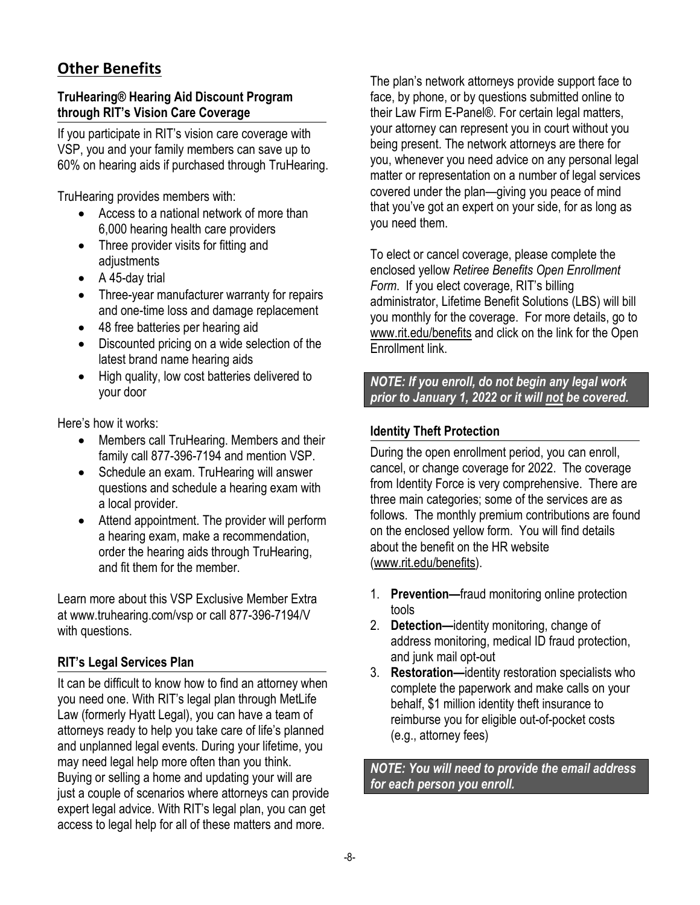## Other Benefits

### TruHearing® Hearing Aid Discount Program through RIT's Vision Care Coverage

If you participate in RIT's vision care coverage with VSP, you and your family members can save up to 60% on hearing aids if purchased through TruHearing.

TruHearing provides members with:

- Access to a national network of more than 6,000 hearing health care providers
- Three provider visits for fitting and adjustments
- A 45-day trial
- Three-year manufacturer warranty for repairs and one-time loss and damage replacement
- 48 free batteries per hearing aid
- Discounted pricing on a wide selection of the latest brand name hearing aids
- High quality, low cost batteries delivered to your door

Here's how it works:

- Members call TruHearing. Members and their family call 877-396-7194 and mention VSP.
- Schedule an exam. TruHearing will answer questions and schedule a hearing exam with a local provider.
- Attend appointment. The provider will perform a hearing exam, make a recommendation, order the hearing aids through TruHearing, and fit them for the member.

Learn more about this VSP Exclusive Member Extra at www.truhearing.com/vsp or call 877-396-7194/V with questions.

### RIT's Legal Services Plan

It can be difficult to know how to find an attorney when you need one. With RIT's legal plan through MetLife Law (formerly Hyatt Legal), you can have a team of attorneys ready to help you take care of life's planned and unplanned legal events. During your lifetime, you may need legal help more often than you think. Buying or selling a home and updating your will are just a couple of scenarios where attorneys can provide expert legal advice. With RIT's legal plan, you can get access to legal help for all of these matters and more.

The plan's network attorneys provide support face to face, by phone, or by questions submitted online to their Law Firm E-Panel®. For certain legal matters, your attorney can represent you in court without you being present. The network attorneys are there for you, whenever you need advice on any personal legal matter or representation on a number of legal services covered under the plan—giving you peace of mind that you've got an expert on your side, for as long as you need them.

To elect or cancel coverage, please complete the enclosed yellow *Retiree Benefits Open Enrollment Form*. If you elect coverage, RIT's billing administrator, Lifetime Benefit Solutions (LBS) will bill you monthly for the coverage. For more details, go to www.rit.edu/benefits and click on the link for the Open Enrollment link.

***NOTE: If you enroll, do not begin any legal work prior to January 1, 2022 or it will not be covered.***

### Identity Theft Protection

During the open enrollment period, you can enroll, cancel, or change coverage for 2022. The coverage from Identity Force is very comprehensive. There are three main categories; some of the services are as follows. The monthly premium contributions are found on the enclosed yellow form. You will find details about the benefit on the HR website (www.rit.edu/benefits).

1. **Prevention—**fraud monitoring online protection tools
2. **Detection—**identity monitoring, change of address monitoring, medical ID fraud protection, and junk mail opt-out
3. **Restoration—**identity restoration specialists who complete the paperwork and make calls on your behalf, $1 million identity theft insurance to reimburse you for eligible out-of-pocket costs (e.g., attorney fees)

***NOTE: You will need to provide the email address for each person you enroll.***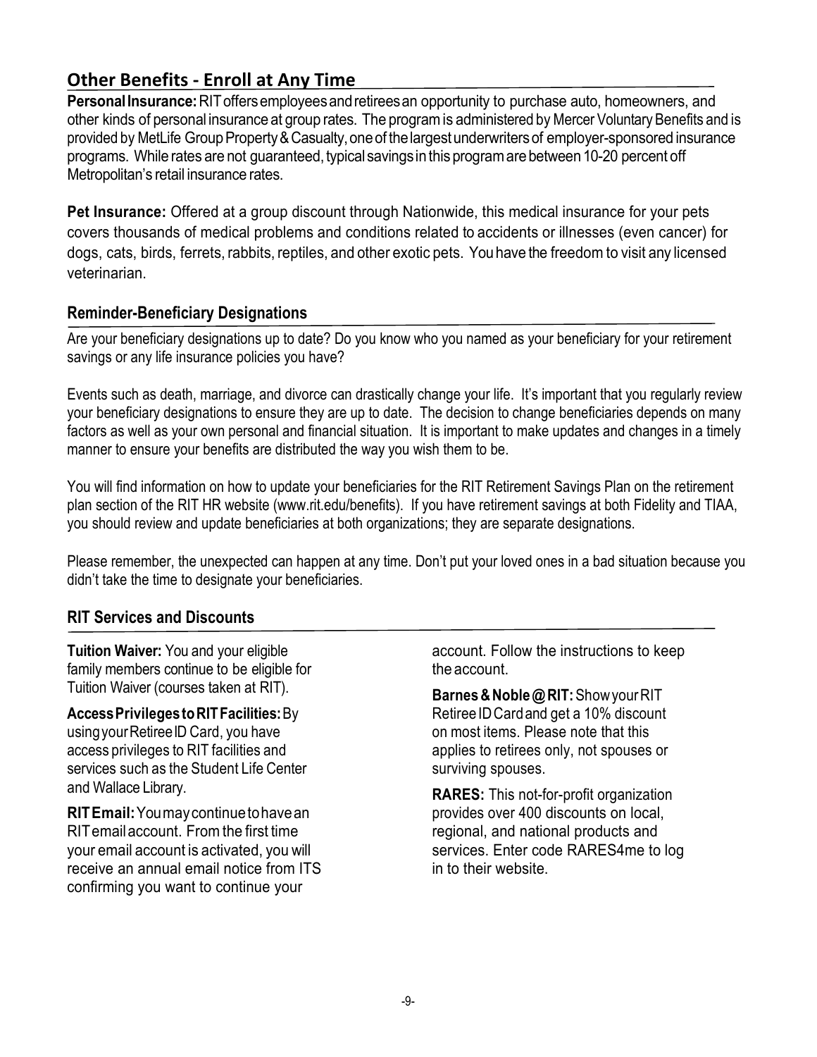## Other Benefits - Enroll at Any Time

**Personal Insurance:** RIT offers employees and retirees an opportunity to purchase auto, homeowners, and other kinds of personal insurance at group rates. The program is administered by Mercer Voluntary Benefits and is provided by MetLife Group Property & Casualty, one of the largest underwriters of employer-sponsored insurance programs. While rates are not guaranteed, typical savings in this program are between 10-20 percent off Metropolitan's retail insurance rates.

**Pet Insurance:** Offered at a group discount through Nationwide, this medical insurance for your pets covers thousands of medical problems and conditions related to accidents or illnesses (even cancer) for dogs, cats, birds, ferrets, rabbits, reptiles, and other exotic pets. You have the freedom to visit any licensed veterinarian.

### Reminder-Beneficiary Designations

Are your beneficiary designations up to date? Do you know who you named as your beneficiary for your retirement savings or any life insurance policies you have?

Events such as death, marriage, and divorce can drastically change your life. It's important that you regularly review your beneficiary designations to ensure they are up to date. The decision to change beneficiaries depends on many factors as well as your own personal and financial situation. It is important to make updates and changes in a timely manner to ensure your benefits are distributed the way you wish them to be.

You will find information on how to update your beneficiaries for the RIT Retirement Savings Plan on the retirement plan section of the RIT HR website (www.rit.edu/benefits). If you have retirement savings at both Fidelity and TIAA, you should review and update beneficiaries at both organizations; they are separate designations.

Please remember, the unexpected can happen at any time. Don't put your loved ones in a bad situation because you didn't take the time to designate your beneficiaries.

### RIT Services and Discounts

**Tuition Waiver:** You and your eligible family members continue to be eligible for Tuition Waiver (courses taken at RIT).

**Access Privileges to RIT Facilities:** By using your Retiree ID Card, you have access privileges to RIT facilities and services such as the Student Life Center and Wallace Library.

**RIT Email:** You may continue to have an RIT email account. From the first time your email account is activated, you will receive an annual email notice from ITS confirming you want to continue your account. Follow the instructions to keep the account.

**Barnes & Noble @ RIT:** Show your RIT Retiree ID Card and get a 10% discount on most items. Please note that this applies to retirees only, not spouses or surviving spouses.

**RARES:** This not-for-profit organization provides over 400 discounts on local, regional, and national products and services. Enter code RARES4me to log in to their website.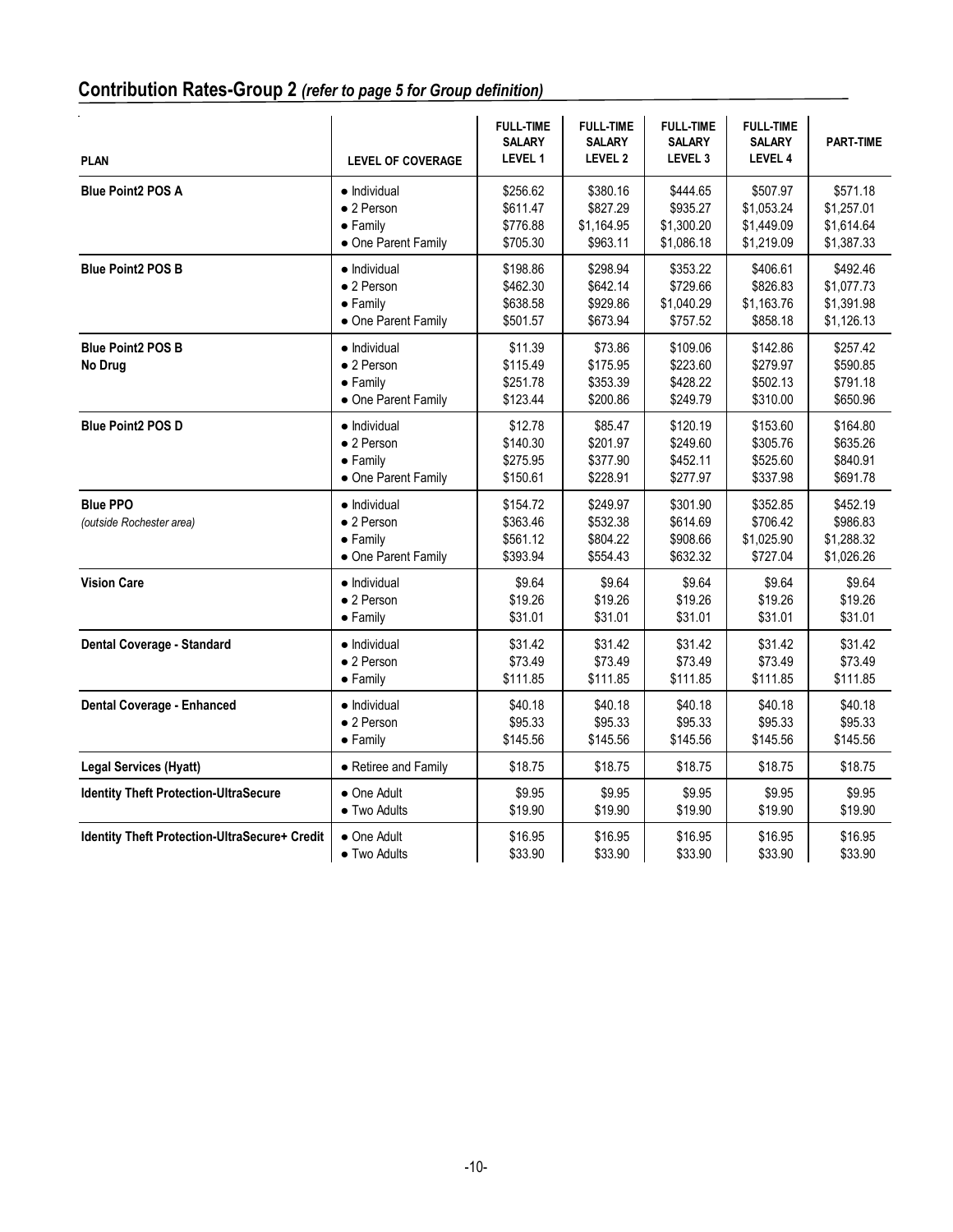## Contribution Rates-Group 2 *(refer to page 5 for Group definition)*

| PLAN | LEVEL OF COVERAGE | FULL-TIME SALARY LEVEL 1 | FULL-TIME SALARY LEVEL 2 | FULL-TIME SALARY LEVEL 3 | FULL-TIME SALARY LEVEL 4 | PART-TIME |
|---|---|---|---|---|---|---|
| **Blue Point2 POS A** | • Individual | $256.62 | $380.16 | $444.65 | $507.97 | $571.18 |
| | • 2 Person | $611.47 | $827.29 | $935.27 | $1,053.24 | $1,257.01 |
| | • Family | $776.88 | $1,164.95 | $1,300.20 | $1,449.09 | $1,614.64 |
| | • One Parent Family | $705.30 | $963.11 | $1,086.18 | $1,219.09 | $1,387.33 |
| **Blue Point2 POS B** | • Individual | $198.86 | $298.94 | $353.22 | $406.61 | $492.46 |
| | • 2 Person | $462.30 | $642.14 | $729.66 | $826.83 | $1,077.73 |
| | • Family | $638.58 | $929.86 | $1,040.29 | $1,163.76 | $1,391.98 |
| | • One Parent Family | $501.57 | $673.94 | $757.52 | $858.18 | $1,126.13 |
| **Blue Point2 POS B No Drug** | • Individual | $11.39 | $73.86 | $109.06 | $142.86 | $257.42 |
| | • 2 Person | $115.49 | $175.95 | $223.60 | $279.97 | $590.85 |
| | • Family | $251.78 | $353.39 | $428.22 | $502.13 | $791.18 |
| | • One Parent Family | $123.44 | $200.86 | $249.79 | $310.00 | $650.96 |
| **Blue Point2 POS D** | • Individual | $12.78 | $85.47 | $120.19 | $153.60 | $164.80 |
| | • 2 Person | $140.30 | $201.97 | $249.60 | $305.76 | $635.26 |
| | • Family | $275.95 | $377.90 | $452.11 | $525.60 | $840.91 |
| | • One Parent Family | $150.61 | $228.91 | $277.97 | $337.98 | $691.78 |
| **Blue PPO** *(outside Rochester area)* | • Individual | $154.72 | $249.97 | $301.90 | $352.85 | $452.19 |
| | • 2 Person | $363.46 | $532.38 | $614.69 | $706.42 | $986.83 |
| | • Family | $561.12 | $804.22 | $908.66 | $1,025.90 | $1,288.32 |
| | • One Parent Family | $393.94 | $554.43 | $632.32 | $727.04 | $1,026.26 |
| **Vision Care** | • Individual | $9.64 | $9.64 | $9.64 | $9.64 | $9.64 |
| | • 2 Person | $19.26 | $19.26 | $19.26 | $19.26 | $19.26 |
| | • Family | $31.01 | $31.01 | $31.01 | $31.01 | $31.01 |
| **Dental Coverage - Standard** | • Individual | $31.42 | $31.42 | $31.42 | $31.42 | $31.42 |
| | • 2 Person | $73.49 | $73.49 | $73.49 | $73.49 | $73.49 |
| | • Family | $111.85 | $111.85 | $111.85 | $111.85 | $111.85 |
| **Dental Coverage - Enhanced** | • Individual | $40.18 | $40.18 | $40.18 | $40.18 | $40.18 |
| | • 2 Person | $95.33 | $95.33 | $95.33 | $95.33 | $95.33 |
| | • Family | $145.56 | $145.56 | $145.56 | $145.56 | $145.56 |
| **Legal Services (Hyatt)** | • Retiree and Family | $18.75 | $18.75 | $18.75 | $18.75 | $18.75 |
| **Identity Theft Protection-UltraSecure** | • One Adult | $9.95 | $9.95 | $9.95 | $9.95 | $9.95 |
| | • Two Adults | $19.90 | $19.90 | $19.90 | $19.90 | $19.90 |
| **Identity Theft Protection-UltraSecure+ Credit** | • One Adult | $16.95 | $16.95 | $16.95 | $16.95 | $16.95 |
| | • Two Adults | $33.90 | $33.90 | $33.90 | $33.90 | $33.90 |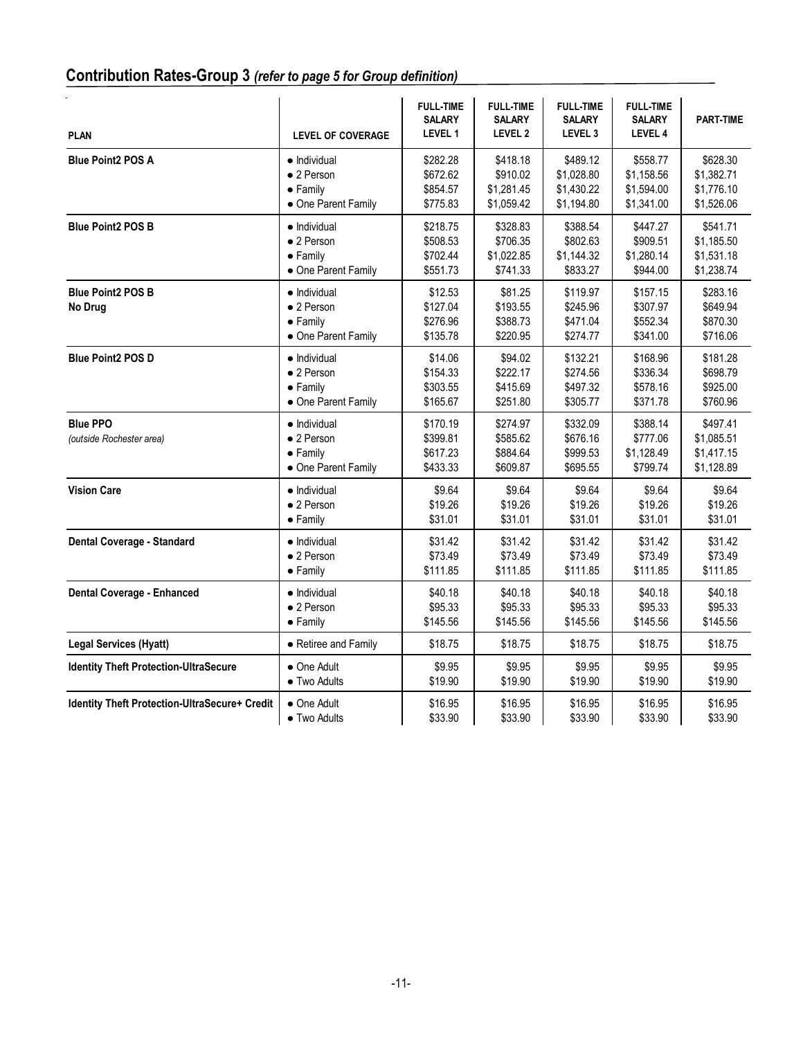## Contribution Rates-Group 3 *(refer to page 5 for Group definition)*

| PLAN | LEVEL OF COVERAGE | FULL-TIME SALARY LEVEL 1 | FULL-TIME SALARY LEVEL 2 | FULL-TIME SALARY LEVEL 3 | FULL-TIME SALARY LEVEL 4 | PART-TIME |
|---|---|---|---|---|---|---|
| **Blue Point2 POS A** | • Individual | $282.28 | $418.18 | $489.12 | $558.77 | $628.30 |
| | • 2 Person | $672.62 | $910.02 | $1,028.80 | $1,158.56 | $1,382.71 |
| | • Family | $854.57 | $1,281.45 | $1,430.22 | $1,594.00 | $1,776.10 |
| | • One Parent Family | $775.83 | $1,059.42 | $1,194.80 | $1,341.00 | $1,526.06 |
| **Blue Point2 POS B** | • Individual | $218.75 | $328.83 | $388.54 | $447.27 | $541.71 |
| | • 2 Person | $508.53 | $706.35 | $802.63 | $909.51 | $1,185.50 |
| | • Family | $702.44 | $1,022.85 | $1,144.32 | $1,280.14 | $1,531.18 |
| | • One Parent Family | $551.73 | $741.33 | $833.27 | $944.00 | $1,238.74 |
| **Blue Point2 POS B No Drug** | • Individual | $12.53 | $81.25 | $119.97 | $157.15 | $283.16 |
| | • 2 Person | $127.04 | $193.55 | $245.96 | $307.97 | $649.94 |
| | • Family | $276.96 | $388.73 | $471.04 | $552.34 | $870.30 |
| | • One Parent Family | $135.78 | $220.95 | $274.77 | $341.00 | $716.06 |
| **Blue Point2 POS D** | • Individual | $14.06 | $94.02 | $132.21 | $168.96 | $181.28 |
| | • 2 Person | $154.33 | $222.17 | $274.56 | $336.34 | $698.79 |
| | • Family | $303.55 | $415.69 | $497.32 | $578.16 | $925.00 |
| | • One Parent Family | $165.67 | $251.80 | $305.77 | $371.78 | $760.96 |
| **Blue PPO** *(outside Rochester area)* | • Individual | $170.19 | $274.97 | $332.09 | $388.14 | $497.41 |
| | • 2 Person | $399.81 | $585.62 | $676.16 | $777.06 | $1,085.51 |
| | • Family | $617.23 | $884.64 | $999.53 | $1,128.49 | $1,417.15 |
| | • One Parent Family | $433.33 | $609.87 | $695.55 | $799.74 | $1,128.89 |
| **Vision Care** | • Individual | $9.64 | $9.64 | $9.64 | $9.64 | $9.64 |
| | • 2 Person | $19.26 | $19.26 | $19.26 | $19.26 | $19.26 |
| | • Family | $31.01 | $31.01 | $31.01 | $31.01 | $31.01 |
| **Dental Coverage - Standard** | • Individual | $31.42 | $31.42 | $31.42 | $31.42 | $31.42 |
| | • 2 Person | $73.49 | $73.49 | $73.49 | $73.49 | $73.49 |
| | • Family | $111.85 | $111.85 | $111.85 | $111.85 | $111.85 |
| **Dental Coverage - Enhanced** | • Individual | $40.18 | $40.18 | $40.18 | $40.18 | $40.18 |
| | • 2 Person | $95.33 | $95.33 | $95.33 | $95.33 | $95.33 |
| | • Family | $145.56 | $145.56 | $145.56 | $145.56 | $145.56 |
| **Legal Services (Hyatt)** | • Retiree and Family | $18.75 | $18.75 | $18.75 | $18.75 | $18.75 |
| **Identity Theft Protection-UltraSecure** | • One Adult | $9.95 | $9.95 | $9.95 | $9.95 | $9.95 |
| | • Two Adults | $19.90 | $19.90 | $19.90 | $19.90 | $19.90 |
| **Identity Theft Protection-UltraSecure+ Credit** | • One Adult | $16.95 | $16.95 | $16.95 | $16.95 | $16.95 |
| | • Two Adults | $33.90 | $33.90 | $33.90 | $33.90 | $33.90 |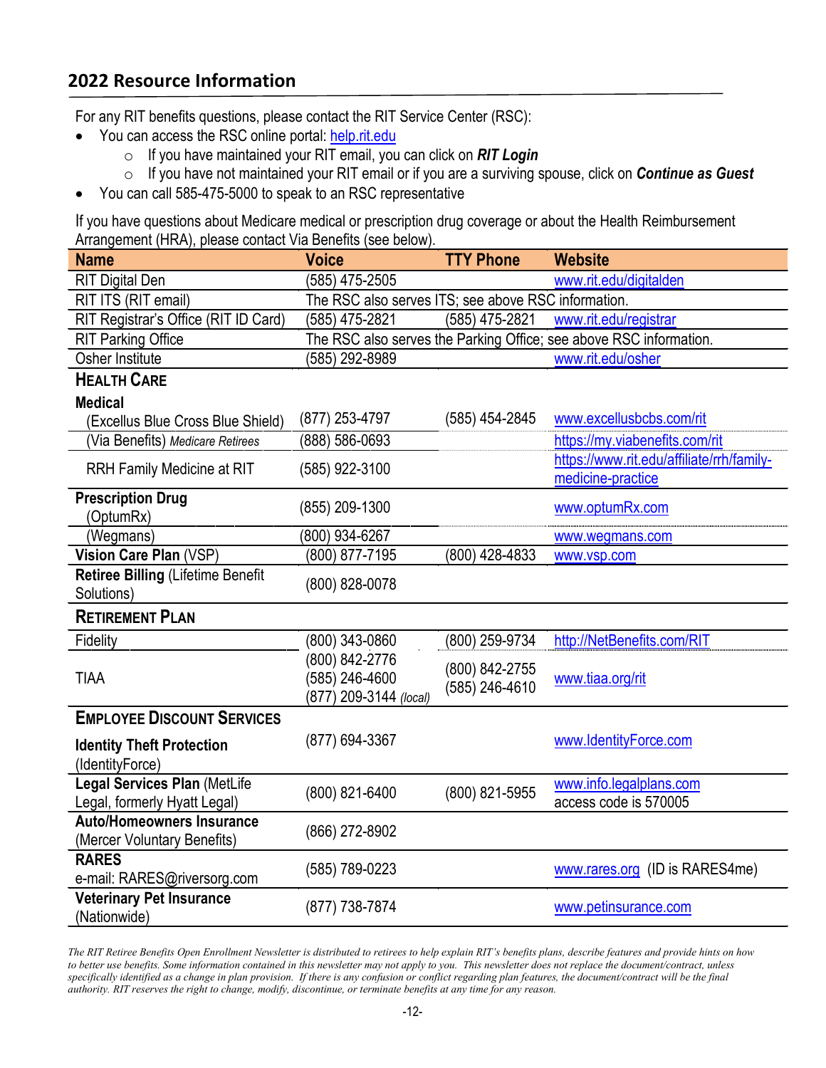## 2022 Resource Information

For any RIT benefits questions, please contact the RIT Service Center (RSC):

- You can access the RSC online portal: help.rit.edu
  - If you have maintained your RIT email, you can click on ***RIT Login***
  - If you have not maintained your RIT email or if you are a surviving spouse, click on ***Continue as Guest***
- You can call 585-475-5000 to speak to an RSC representative

If you have questions about Medicare medical or prescription drug coverage or about the Health Reimbursement Arrangement (HRA), please contact Via Benefits (see below).

| Name | Voice | TTY Phone | Website |
|---|---|---|---|
| RIT Digital Den | (585) 475-2505 | | www.rit.edu/digitalden |
| RIT ITS (RIT email) | The RSC also serves ITS; see above RSC information. | | |
| RIT Registrar's Office (RIT ID Card) | (585) 475-2821 | (585) 475-2821 | www.rit.edu/registrar |
| RIT Parking Office | The RSC also serves the Parking Office; see above RSC information. | | |
| Osher Institute | (585) 292-8989 | | www.rit.edu/osher |
| **HEALTH CARE** | | | |
| **Medical** (Excellus Blue Cross Blue Shield) | (877) 253-4797 | (585) 454-2845 | www.excellusbcbs.com/rit |
| (Via Benefits) *Medicare Retirees* | (888) 586-0693 | | https://my.viabenefits.com/rit |
| RRH Family Medicine at RIT | (585) 922-3100 | | https://www.rit.edu/affiliate/rrh/family-medicine-practice |
| **Prescription Drug** (OptumRx) | (855) 209-1300 | | www.optumRx.com |
| (Wegmans) | (800) 934-6267 | | www.wegmans.com |
| **Vision Care Plan** (VSP) | (800) 877-7195 | (800) 428-4833 | www.vsp.com |
| **Retiree Billing** (Lifetime Benefit Solutions) | (800) 828-0078 | | |
| **RETIREMENT PLAN** | | | |
| Fidelity | (800) 343-0860 | (800) 259-9734 | http://NetBenefits.com/RIT |
| TIAA | (800) 842-2776<br>(585) 246-4600<br>(877) 209-3144 *(local)* | (800) 842-2755<br>(585) 246-4610 | www.tiaa.org/rit |
| **EMPLOYEE DISCOUNT SERVICES** | | | |
| **Identity Theft Protection** (IdentityForce) | (877) 694-3367 | | www.IdentityForce.com |
| **Legal Services Plan** (MetLife Legal, formerly Hyatt Legal) | (800) 821-6400 | (800) 821-5955 | www.info.legalplans.com access code is 570005 |
| **Auto/Homeowners Insurance** (Mercer Voluntary Benefits) | (866) 272-8902 | | |
| **RARES** e-mail: RARES@riversorg.com | (585) 789-0223 | | www.rares.org (ID is RARES4me) |
| **Veterinary Pet Insurance** (Nationwide) | (877) 738-7874 | | www.petinsurance.com |

*The RIT Retiree Benefits Open Enrollment Newsletter is distributed to retirees to help explain RIT's benefits plans, describe features and provide hints on how to better use benefits. Some information contained in this newsletter may not apply to you. This newsletter does not replace the document/contract, unless specifically identified as a change in plan provision. If there is any confusion or conflict regarding plan features, the document/contract will be the final authority. RIT reserves the right to change, modify, discontinue, or terminate benefits at any time for any reason.*